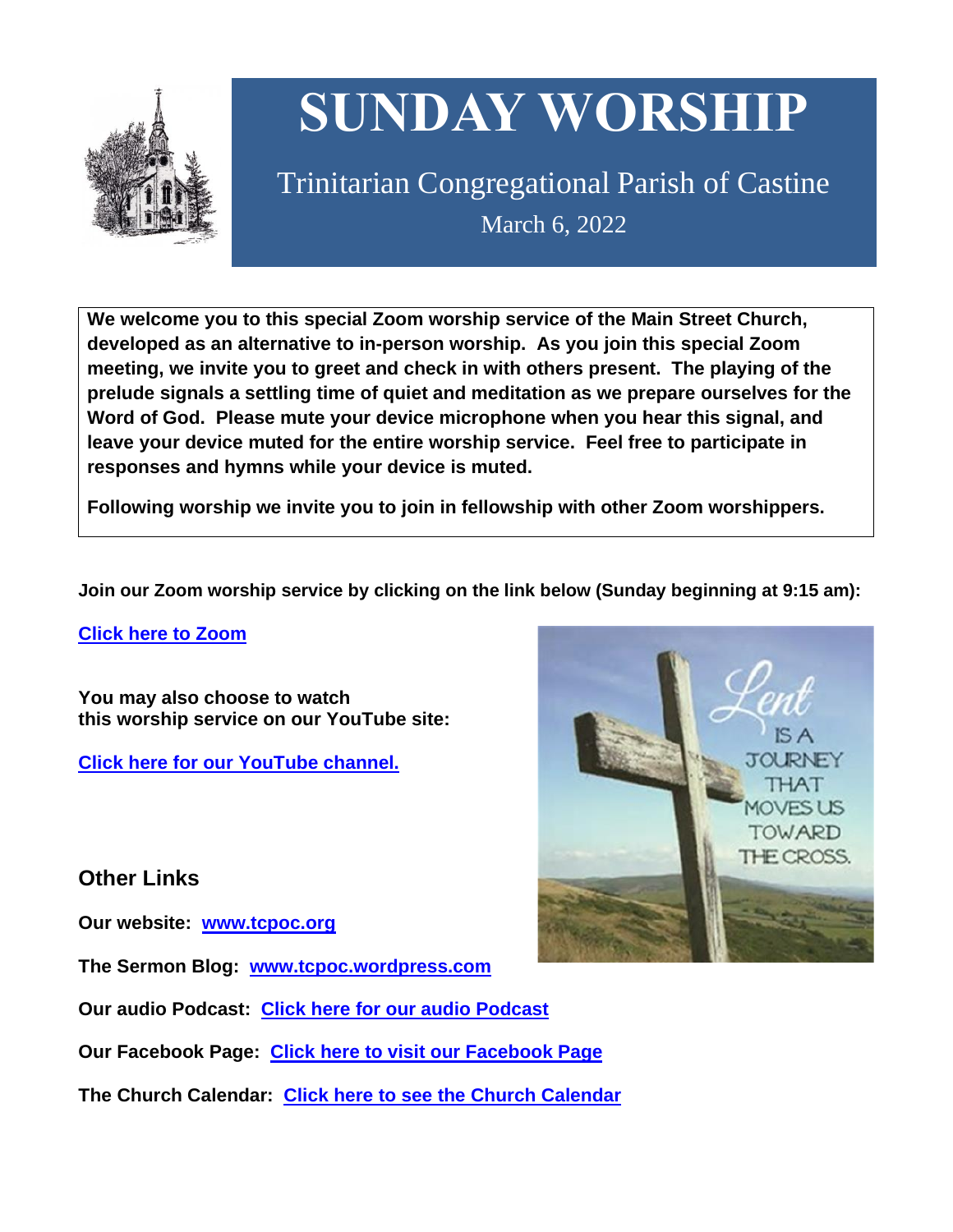# SUNDAY WORSHIP

## Trinitarian Congregational Parish of Castine

March 6, 2022

**We welcome you to this special Zoom worship service of the Main Street Church, developed as an alternative to in-person worship. As you join this special Zoom meeting, we invite you to greet and check in with others present. The playing of the prelude signals a settling time of quiet and meditation as we prepare ourselves for the Word of God. Please mute your device microphone when you hear this signal, and leave your device muted for the entire worship service. Feel free to participate in responses and hymns while your device is muted.**

**Following worship we invite you to join in fellowship with other Zoom worshippers.**

**Join our Zoom worship service by clicking on the link below (Sunday beginning at 9:15 am):**

**Click here to Zoom**

**You may also choose to watch this worship service on our YouTube site:**

**Click here for our YouTube channel.**

## Other Links

**Our website: www.tcpoc.org**

**The Sermon Blog: www.tcpoc.wordpress.com**

**Our audio Podcast: Click here for our audio Podcast**

**Our Facebook Page: Click here to visit our Facebook Page**

**The Church Calendar: Click here to see the Church Calendar**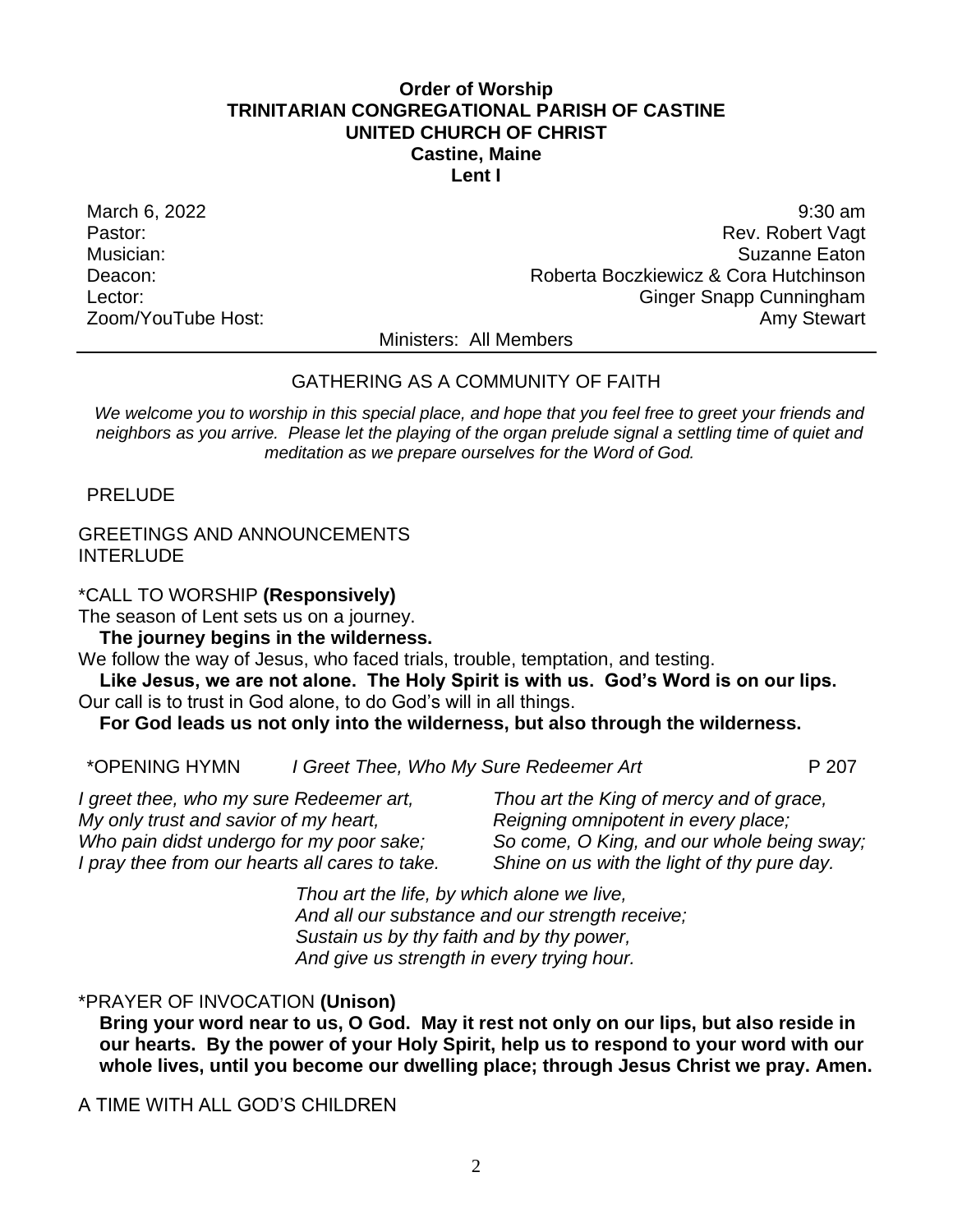**Order of Worship**
**TRINITARIAN CONGREGATIONAL PARISH OF CASTINE**
**UNITED CHURCH OF CHRIST**
**Castine, Maine**
**Lent I**

| | |
|---|---|
| March 6, 2022 | 9:30 am |
| Pastor: | Rev. Robert Vagt |
| Musician: | Suzanne Eaton |
| Deacon: | Roberta Boczkiewicz & Cora Hutchinson |
| Lector: | Ginger Snapp Cunningham |
| Zoom/YouTube Host: | Amy Stewart |

Ministers: All Members

---

GATHERING AS A COMMUNITY OF FAITH

*We welcome you to worship in this special place, and hope that you feel free to greet your friends and neighbors as you arrive. Please let the playing of the organ prelude signal a settling time of quiet and meditation as we prepare ourselves for the Word of God.*

PRELUDE

GREETINGS AND ANNOUNCEMENTS
INTERLUDE

*CALL TO WORSHIP **(Responsively)**
The season of Lent sets us on a journey.
**The journey begins in the wilderness.**
We follow the way of Jesus, who faced trials, trouble, temptation, and testing.
**Like Jesus, we are not alone. The Holy Spirit is with us. God's Word is on our lips.**
Our call is to trust in God alone, to do God's will in all things.
**For God leads us not only into the wilderness, but also through the wilderness.**

*OPENING HYMN *I Greet Thee, Who My Sure Redeemer Art* P 207

*I greet thee, who my sure Redeemer art,*
*My only trust and savior of my heart,*
*Who pain didst undergo for my poor sake;*
*I pray thee from our hearts all cares to take.*

*Thou art the King of mercy and of grace,*
*Reigning omnipotent in every place;*
*So come, O King, and our whole being sway;*
*Shine on us with the light of thy pure day.*

*Thou art the life, by which alone we live,*
*And all our substance and our strength receive;*
*Sustain us by thy faith and by thy power,*
*And give us strength in every trying hour.*

*PRAYER OF INVOCATION **(Unison)**
**Bring your word near to us, O God. May it rest not only on our lips, but also reside in our hearts. By the power of your Holy Spirit, help us to respond to your word with our whole lives, until you become our dwelling place; through Jesus Christ we pray. Amen.**

A TIME WITH ALL GOD'S CHILDREN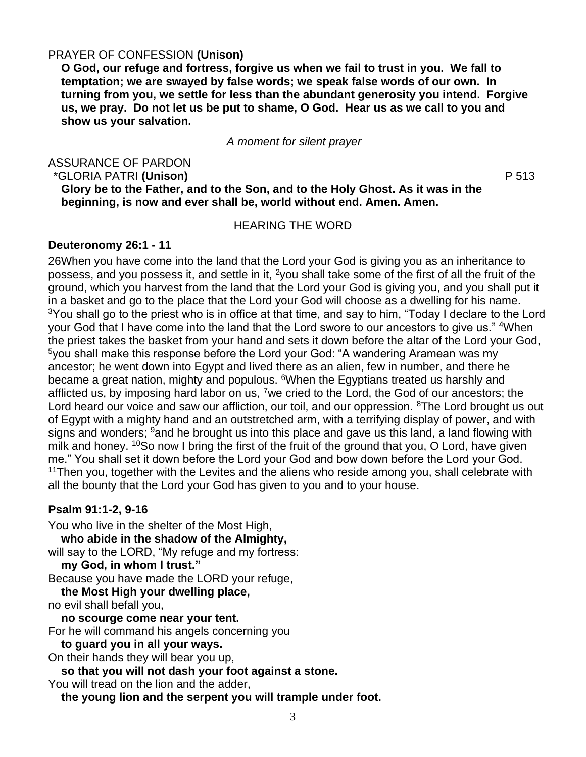PRAYER OF CONFESSION **(Unison)**

**O God, our refuge and fortress, forgive us when we fail to trust in you. We fall to temptation; we are swayed by false words; we speak false words of our own. In turning from you, we settle for less than the abundant generosity you intend. Forgive us, we pray. Do not let us be put to shame, O God. Hear us as we call to you and show us your salvation.**

*A moment for silent prayer*

ASSURANCE OF PARDON

\*GLORIA PATRI **(Unison)** P 513

**Glory be to the Father, and to the Son, and to the Holy Ghost. As it was in the beginning, is now and ever shall be, world without end. Amen. Amen.**

HEARING THE WORD

**Deuteronomy 26:1 - 11**

26When you have come into the land that the Lord your God is giving you as an inheritance to possess, and you possess it, and settle in it, [2]you shall take some of the first of all the fruit of the ground, which you harvest from the land that the Lord your God is giving you, and you shall put it in a basket and go to the place that the Lord your God will choose as a dwelling for his name. [3]You shall go to the priest who is in office at that time, and say to him, "Today I declare to the Lord your God that I have come into the land that the Lord swore to our ancestors to give us." [4]When the priest takes the basket from your hand and sets it down before the altar of the Lord your God, [5]you shall make this response before the Lord your God: "A wandering Aramean was my ancestor; he went down into Egypt and lived there as an alien, few in number, and there he became a great nation, mighty and populous. [6]When the Egyptians treated us harshly and afflicted us, by imposing hard labor on us, [7]we cried to the Lord, the God of our ancestors; the Lord heard our voice and saw our affliction, our toil, and our oppression. [8]The Lord brought us out of Egypt with a mighty hand and an outstretched arm, with a terrifying display of power, and with signs and wonders; [9]and he brought us into this place and gave us this land, a land flowing with milk and honey. [10]So now I bring the first of the fruit of the ground that you, O Lord, have given me." You shall set it down before the Lord your God and bow down before the Lord your God. [11]Then you, together with the Levites and the aliens who reside among you, shall celebrate with all the bounty that the Lord your God has given to you and to your house.

**Psalm 91:1-2, 9-16**

You who live in the shelter of the Most High,
**who abide in the shadow of the Almighty,**
will say to the LORD, "My refuge and my fortress:
**my God, in whom I trust."**
Because you have made the LORD your refuge,
**the Most High your dwelling place,**
no evil shall befall you,
**no scourge come near your tent.**
For he will command his angels concerning you
**to guard you in all your ways.**
On their hands they will bear you up,
**so that you will not dash your foot against a stone.**
You will tread on the lion and the adder,
**the young lion and the serpent you will trample under foot.**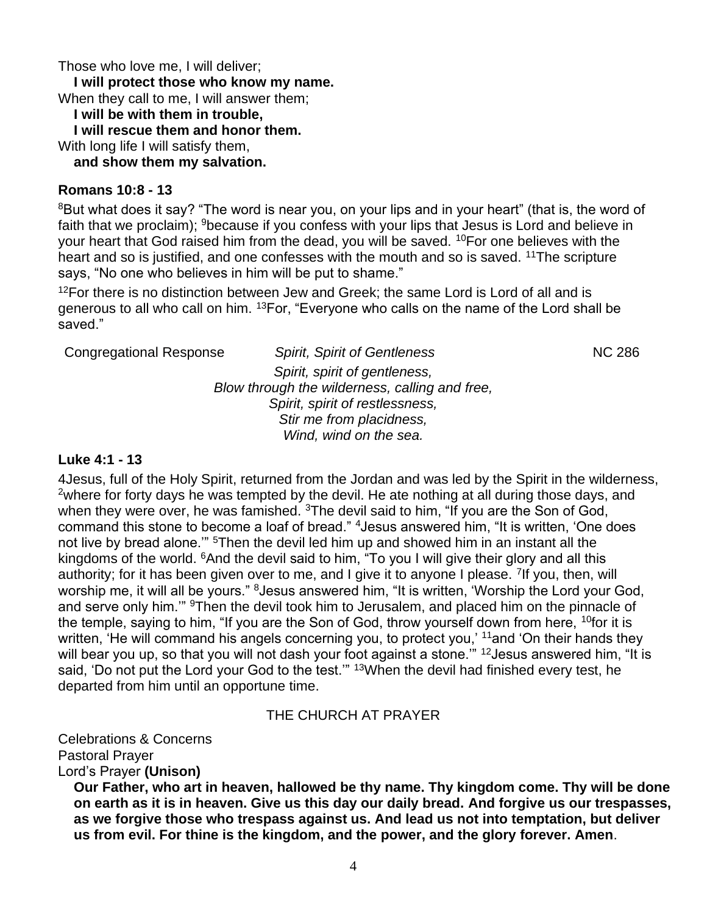Those who love me, I will deliver;
**I will protect those who know my name.**
When they call to me, I will answer them;
**I will be with them in trouble,**
**I will rescue them and honor them.**
With long life I will satisfy them,
**and show them my salvation.**

**Romans 10:8 - 13**

[8]But what does it say? “The word is near you, on your lips and in your heart” (that is, the word of faith that we proclaim); [9]because if you confess with your lips that Jesus is Lord and believe in your heart that God raised him from the dead, you will be saved. [10]For one believes with the heart and so is justified, and one confesses with the mouth and so is saved. [11]The scripture says, “No one who believes in him will be put to shame.”

[12]For there is no distinction between Jew and Greek; the same Lord is Lord of all and is generous to all who call on him. [13]For, “Everyone who calls on the name of the Lord shall be saved.”

Congregational Response *Spirit, Spirit of Gentleness* NC 286

*Spirit, spirit of gentleness,*
*Blow through the wilderness, calling and free,*
*Spirit, spirit of restlessness,*
*Stir me from placidness,*
*Wind, wind on the sea.*

**Luke 4:1 - 13**

4Jesus, full of the Holy Spirit, returned from the Jordan and was led by the Spirit in the wilderness, [2]where for forty days he was tempted by the devil. He ate nothing at all during those days, and when they were over, he was famished. [3]The devil said to him, “If you are the Son of God, command this stone to become a loaf of bread.” [4]Jesus answered him, “It is written, ‘One does not live by bread alone.’” [5]Then the devil led him up and showed him in an instant all the kingdoms of the world. [6]And the devil said to him, “To you I will give their glory and all this authority; for it has been given over to me, and I give it to anyone I please. [7]If you, then, will worship me, it will all be yours.” [8]Jesus answered him, “It is written, ‘Worship the Lord your God, and serve only him.’” [9]Then the devil took him to Jerusalem, and placed him on the pinnacle of the temple, saying to him, “If you are the Son of God, throw yourself down from here, [10]for it is written, ‘He will command his angels concerning you, to protect you,’ [11]and ‘On their hands they will bear you up, so that you will not dash your foot against a stone.’” [12]Jesus answered him, “It is said, ‘Do not put the Lord your God to the test.’” [13]When the devil had finished every test, he departed from him until an opportune time.

THE CHURCH AT PRAYER

Celebrations & Concerns
Pastoral Prayer
Lord’s Prayer **(Unison)**

**Our Father, who art in heaven, hallowed be thy name. Thy kingdom come. Thy will be done on earth as it is in heaven. Give us this day our daily bread. And forgive us our trespasses, as we forgive those who trespass against us. And lead us not into temptation, but deliver us from evil. For thine is the kingdom, and the power, and the glory forever. Amen**.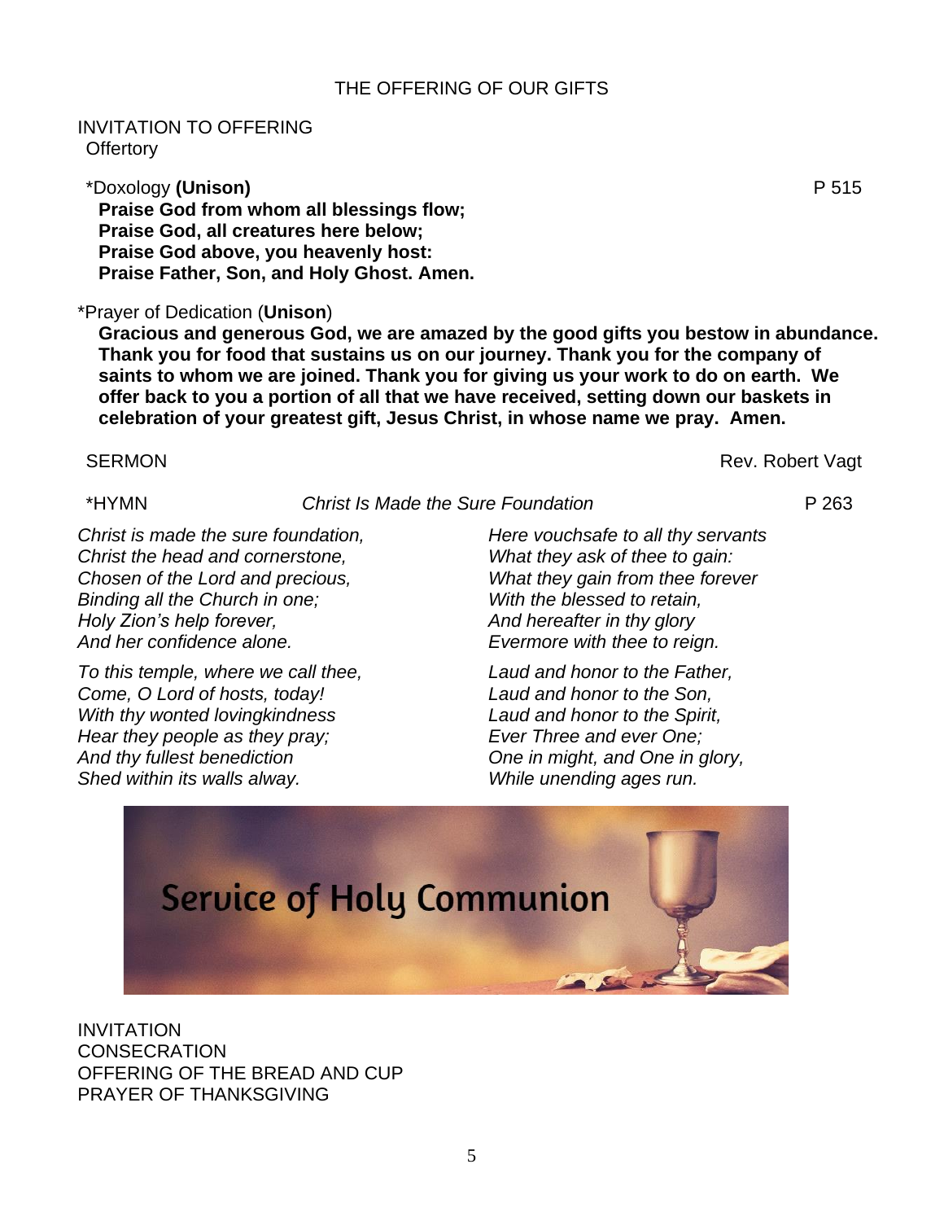## THE OFFERING OF OUR GIFTS

INVITATION TO OFFERING
Offertory

*Doxology **(Unison)** P 515

**Praise God from whom all blessings flow;
Praise God, all creatures here below;
Praise God above, you heavenly host:
Praise Father, Son, and Holy Ghost. Amen.**

*Prayer of Dedication (**Unison**)

**Gracious and generous God, we are amazed by the good gifts you bestow in abundance. Thank you for food that sustains us on our journey. Thank you for the company of saints to whom we are joined. Thank you for giving us your work to do on earth. We offer back to you a portion of all that we have received, setting down our baskets in celebration of your greatest gift, Jesus Christ, in whose name we pray. Amen.**

SERMON Rev. Robert Vagt

*HYMN *Christ Is Made the Sure Foundation* P 263

*Christ is made the sure foundation,
Christ the head and cornerstone,
Chosen of the Lord and precious,
Binding all the Church in one;
Holy Zion's help forever,
And her confidence alone.*

*To this temple, where we call thee,
Come, O Lord of hosts, today!
With thy wonted lovingkindness
Hear they people as they pray;
And thy fullest benediction
Shed within its walls alway.*

*Here vouchsafe to all thy servants
What they ask of thee to gain:
What they gain from thee forever
With the blessed to retain,
And hereafter in thy glory
Evermore with thee to reign.*

*Laud and honor to the Father,
Laud and honor to the Son,
Laud and honor to the Spirit,
Ever Three and ever One;
One in might, and One in glory,
While unending ages run.*

# Service of Holy Communion

INVITATION
CONSECRATION
OFFERING OF THE BREAD AND CUP
PRAYER OF THANKSGIVING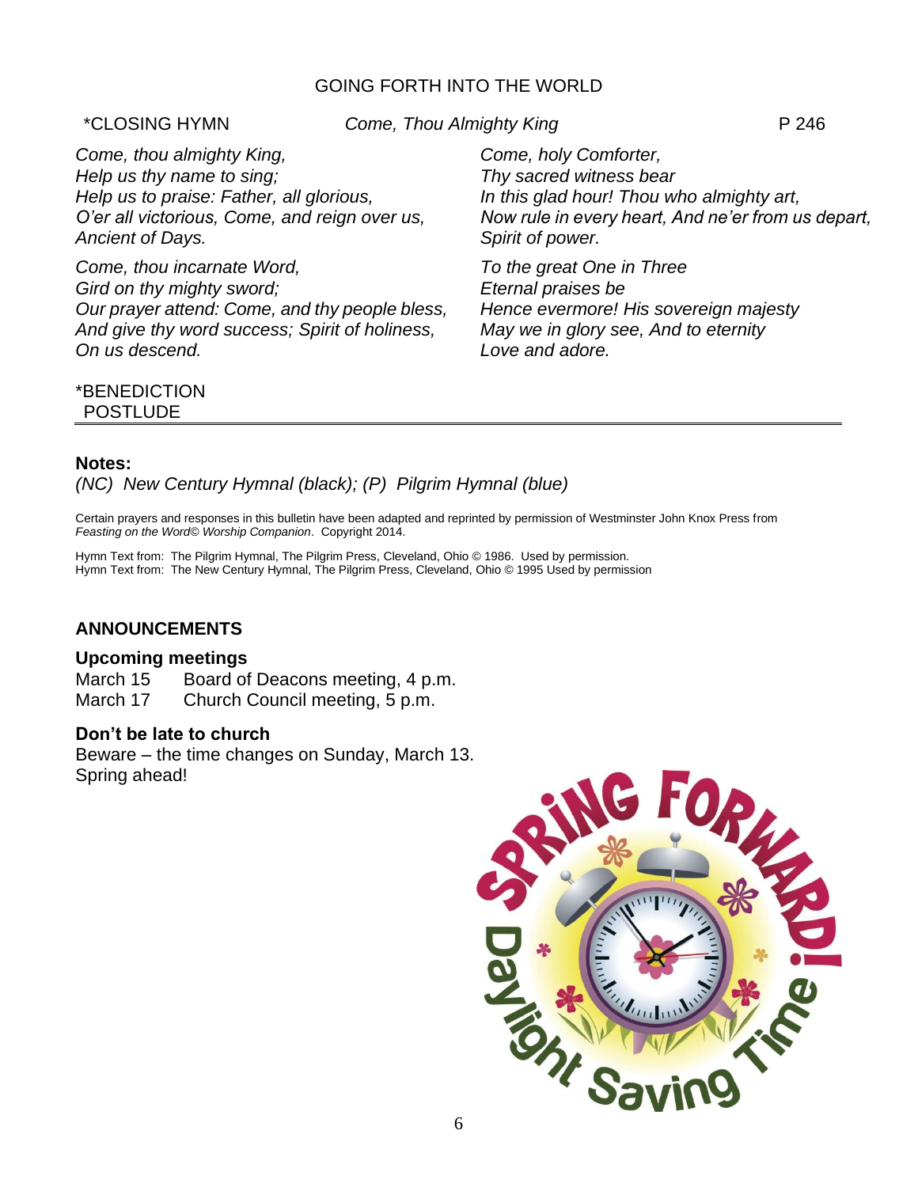## GOING FORTH INTO THE WORLD

*CLOSING HYMN *Come, Thou Almighty King* P 246

*Come, thou almighty King,*
*Help us thy name to sing;*
*Help us to praise: Father, all glorious,*
*O'er all victorious, Come, and reign over us,*
*Ancient of Days.*

*Come, thou incarnate Word,*
*Gird on thy mighty sword;*
*Our prayer attend: Come, and thy people bless,*
*And give thy word success; Spirit of holiness,*
*On us descend.*

*Come, holy Comforter,*
*Thy sacred witness bear*
*In this glad hour! Thou who almighty art,*
*Now rule in every heart, And ne'er from us depart,*
*Spirit of power.*

*To the great One in Three*
*Eternal praises be*
*Hence evermore! His sovereign majesty*
*May we in glory see, And to eternity*
*Love and adore.*

*BENEDICTION
POSTLUDE

---

**Notes:**
*(NC) New Century Hymnal (black); (P) Pilgrim Hymnal (blue)*

Certain prayers and responses in this bulletin have been adapted and reprinted by permission of Westminster John Knox Press from *Feasting on the Word© Worship Companion*. Copyright 2014.

Hymn Text from: The Pilgrim Hymnal, The Pilgrim Press, Cleveland, Ohio © 1986. Used by permission.
Hymn Text from: The New Century Hymnal, The Pilgrim Press, Cleveland, Ohio © 1995 Used by permission

## ANNOUNCEMENTS

### Upcoming meetings

March 15 Board of Deacons meeting, 4 p.m.
March 17 Church Council meeting, 5 p.m.

### Don't be late to church

Beware – the time changes on Sunday, March 13.
Spring ahead!

SPRING FORWARD!
Daylight Saving Time